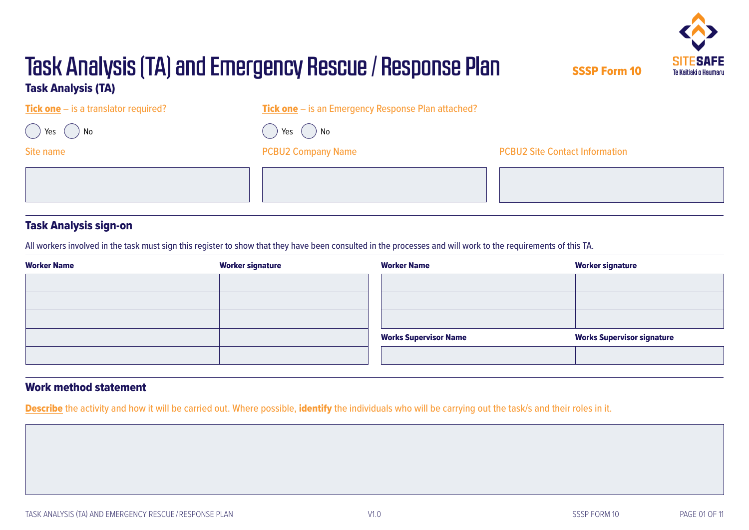# Task Analysis (TA) and Emergency Rescue / Response Plan

SSSP Form 10

SITESAFE
Te Kaitiaki o Haumaru

## Task Analysis (TA)

**Tick one** – is a translator required?

◯ Yes ◯ No

**Tick one** – is an Emergency Response Plan attached?

◯ Yes ◯ No

| Site name | PCBU2 Company Name | PCBU2 Site Contact Information |
|---|---|---|
| | | |

## Task Analysis sign-on

All workers involved in the task must sign this register to show that they have been consulted in the processes and will work to the requirements of this TA.

| Worker Name | Worker signature | Worker Name | Worker signature |
|---|---|---|---|
| | | | |
| | | | |
| | | | |
| | | **Works Supervisor Name** | **Works Supervisor signature** |
| | | | |

## Work method statement

**Describe** the activity and how it will be carried out. Where possible, **identify** the individuals who will be carrying out the task/s and their roles in it.

| |
|---|
| |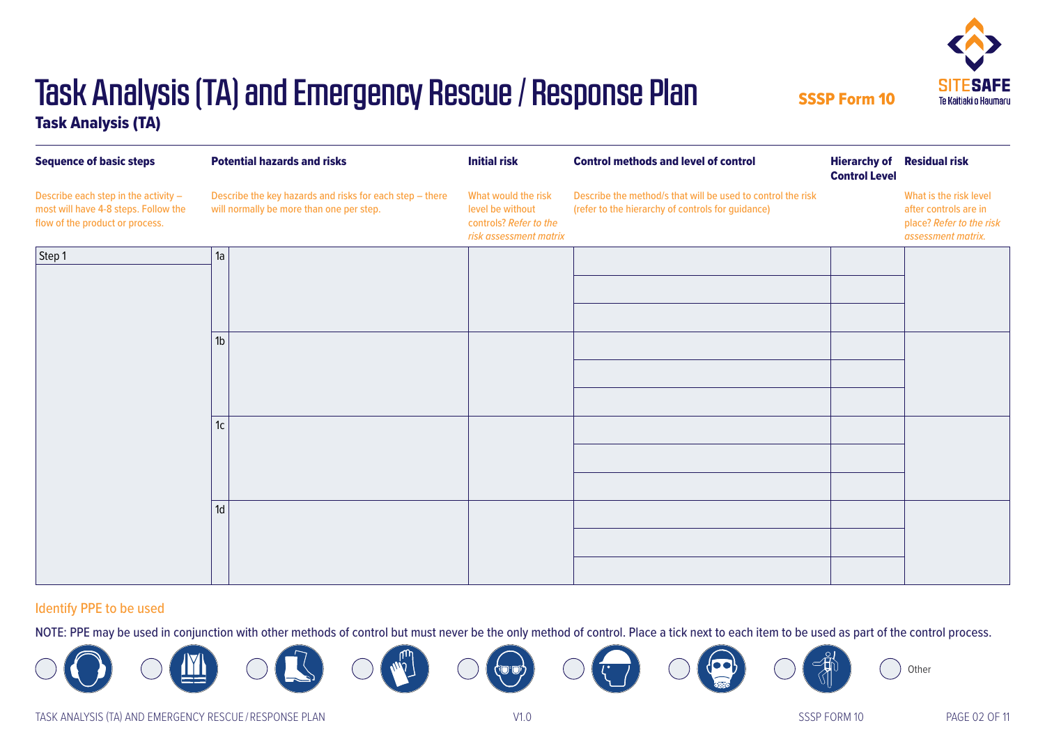# Task Analysis (TA) and Emergency Rescue / Response Plan

**SSSP Form 10**

## Task Analysis (TA)

| Sequence of basic steps | Potential hazards and risks | | Initial risk | Control methods and level of control | Hierarchy of Control Level | Residual risk |
|---|---|---|---|---|---|---|
| Describe each step in the activity – most will have 4-8 steps. Follow the flow of the product or process. | Describe the key hazards and risks for each step – there will normally be more than one per step. | | What would the risk level be without controls? *Refer to the risk assessment matrix* | Describe the method/s that will be used to control the risk (refer to the hierarchy of controls for guidance) | | What is the risk level after controls are in place? *Refer to the risk assessment matrix.* |
| Step 1 | 1a | | | | | |
| | | | | | | |
| | | | | | | |
| | 1b | | | | | |
| | | | | | | |
| | | | | | | |
| | 1c | | | | | |
| | | | | | | |
| | | | | | | |
| | 1d | | | | | |
| | | | | | | |
| | | | | | | |

### Identify PPE to be used

NOTE: PPE may be used in conjunction with other methods of control but must never be the only method of control. Place a tick next to each item to be used as part of the control process.

○ ○ ○ ○ ○ ○ ○ ○ ○ Other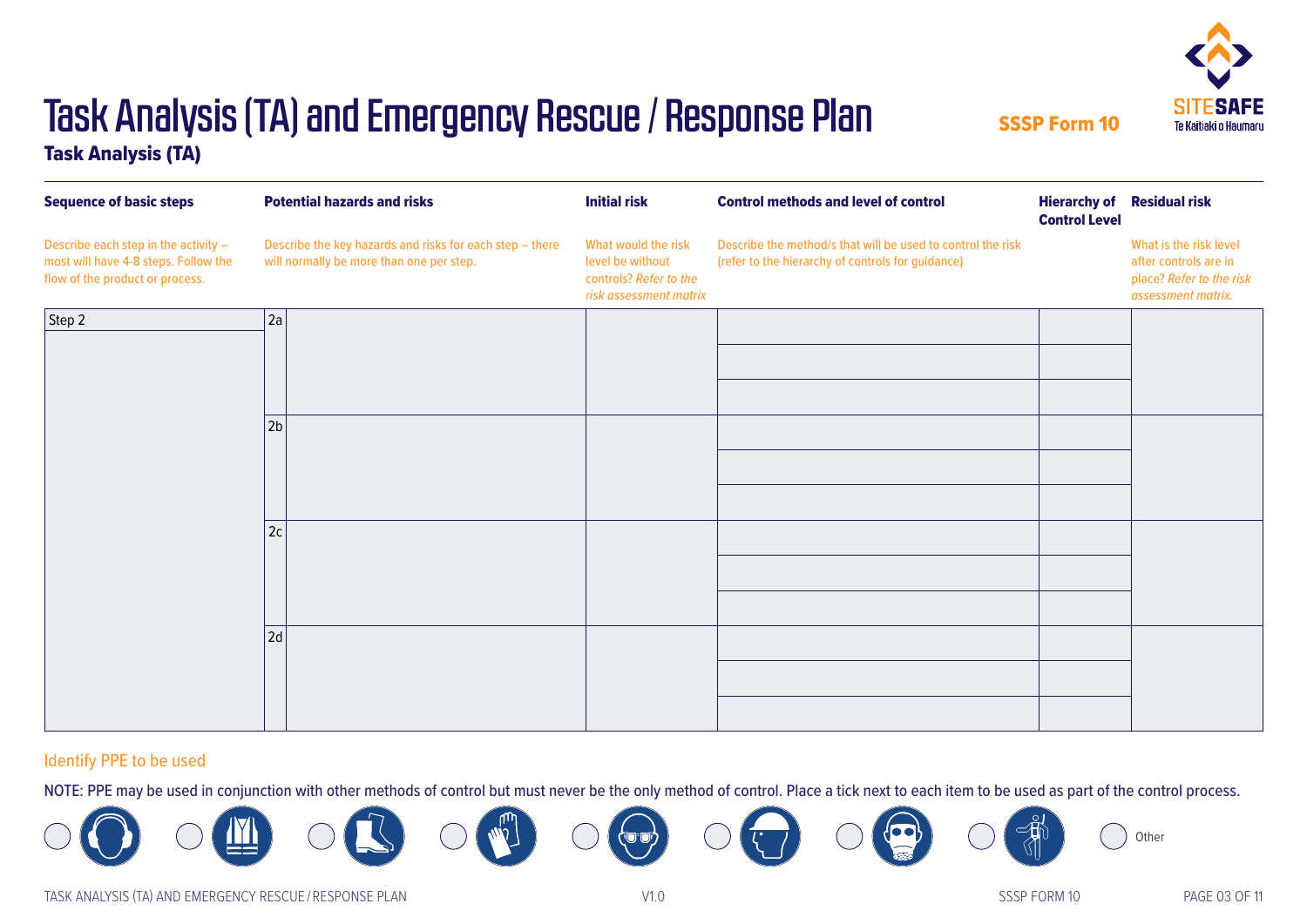# Task Analysis (TA) and Emergency Rescue / Response Plan

**SSSP Form 10**

## Task Analysis (TA)

| Sequence of basic steps | Potential hazards and risks | | Initial risk | Control methods and level of control | Hierarchy of Control Level | Residual risk |
|---|---|---|---|---|---|---|
| Describe each step in the activity – most will have 4-8 steps. Follow the flow of the product or process. | Describe the key hazards and risks for each step – there will normally be more than one per step. | | What would the risk level be without controls? *Refer to the risk assessment matrix* | Describe the method/s that will be used to control the risk (refer to the hierarchy of controls for guidance) | | What is the risk level after controls are in place? *Refer to the risk assessment matrix.* |
| Step 2 | 2a | | | | | |
| | | | | | | |
| | | | | | | |
| | 2b | | | | | |
| | | | | | | |
| | | | | | | |
| | 2c | | | | | |
| | | | | | | |
| | | | | | | |
| | 2d | | | | | |
| | | | | | | |
| | | | | | | |

### Identify PPE to be used

NOTE: PPE may be used in conjunction with other methods of control but must never be the only method of control. Place a tick next to each item to be used as part of the control process.

○ ○ ○ ○ ○ ○ ○ ○ ○ Other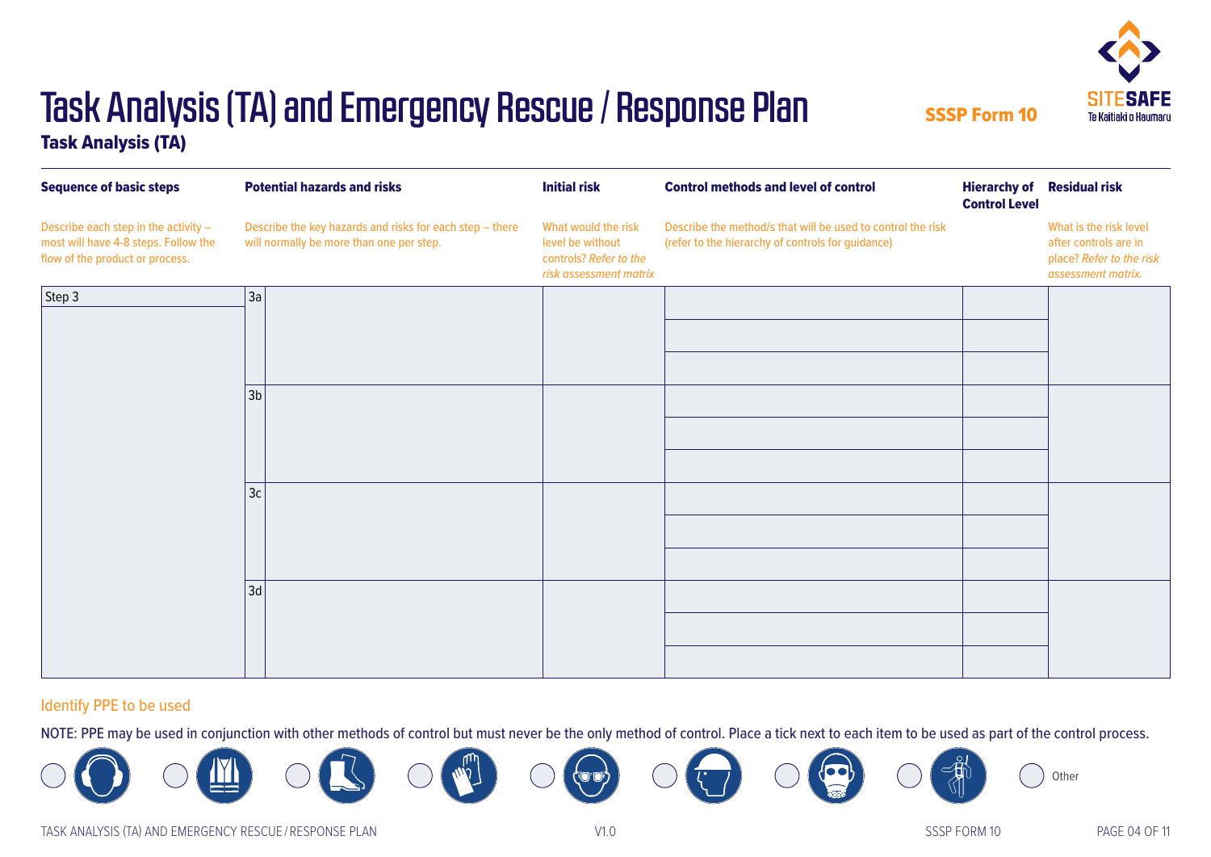# Task Analysis (TA) and Emergency Rescue / Response Plan

**SSSP Form 10**

SITESAFE
Te Kaitiaki o Haumaru

## Task Analysis (TA)

| Sequence of basic steps | Potential hazards and risks | | Initial risk | Control methods and level of control | Hierarchy of Control Level | Residual risk |
|---|---|---|---|---|---|---|
| Describe each step in the activity – most will have 4-8 steps. Follow the flow of the product or process. | Describe the key hazards and risks for each step – there will normally be more than one per step. | | What would the risk level be without controls? *Refer to the risk assessment matrix* | Describe the method/s that will be used to control the risk (refer to the hierarchy of controls for guidance) | | What is the risk level after controls are in place? *Refer to the risk assessment matrix.* |
| Step 3 | 3a | | | | | |
| | | | | | | |
| | | | | | | |
| | 3b | | | | | |
| | | | | | | |
| | | | | | | |
| | 3c | | | | | |
| | | | | | | |
| | | | | | | |
| | 3d | | | | | |
| | | | | | | |
| | | | | | | |

### Identify PPE to be used

NOTE: PPE may be used in conjunction with other methods of control but must never be the only method of control. Place a tick next to each item to be used as part of the control process.

○ ○ ○ ○ ○ ○ ○ ○ ○ Other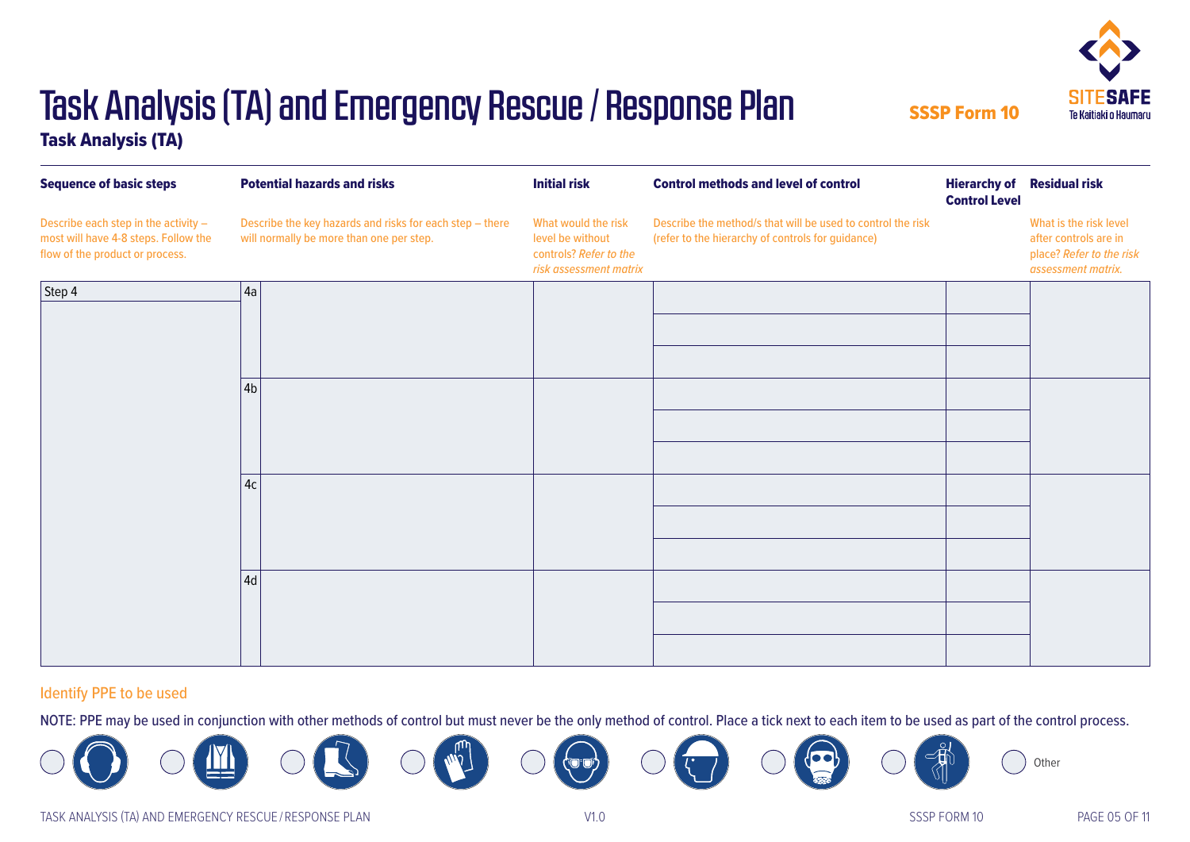# Task Analysis (TA) and Emergency Rescue / Response Plan

**SSSP Form 10**

SITESAFE
Te Kaitiaki o Haumaru

## Task Analysis (TA)

| Sequence of basic steps | Potential hazards and risks | | Initial risk | Control methods and level of control | Hierarchy of Control Level | Residual risk |
|---|---|---|---|---|---|---|
| Describe each step in the activity – most will have 4-8 steps. Follow the flow of the product or process. | Describe the key hazards and risks for each step – there will normally be more than one per step. | | What would the risk level be without controls? *Refer to the risk assessment matrix* | Describe the method/s that will be used to control the risk (refer to the hierarchy of controls for guidance) | | What is the risk level after controls are in place? *Refer to the risk assessment matrix.* |
| Step 4 | 4a | | | | | |
| | | | | | | |
| | | | | | | |
| | 4b | | | | | |
| | | | | | | |
| | | | | | | |
| | 4c | | | | | |
| | | | | | | |
| | | | | | | |
| | 4d | | | | | |
| | | | | | | |
| | | | | | | |

Identify PPE to be used

NOTE: PPE may be used in conjunction with other methods of control but must never be the only method of control. Place a tick next to each item to be used as part of the control process.

○ ○ ○ ○ ○ ○ ○ ○ ○ Other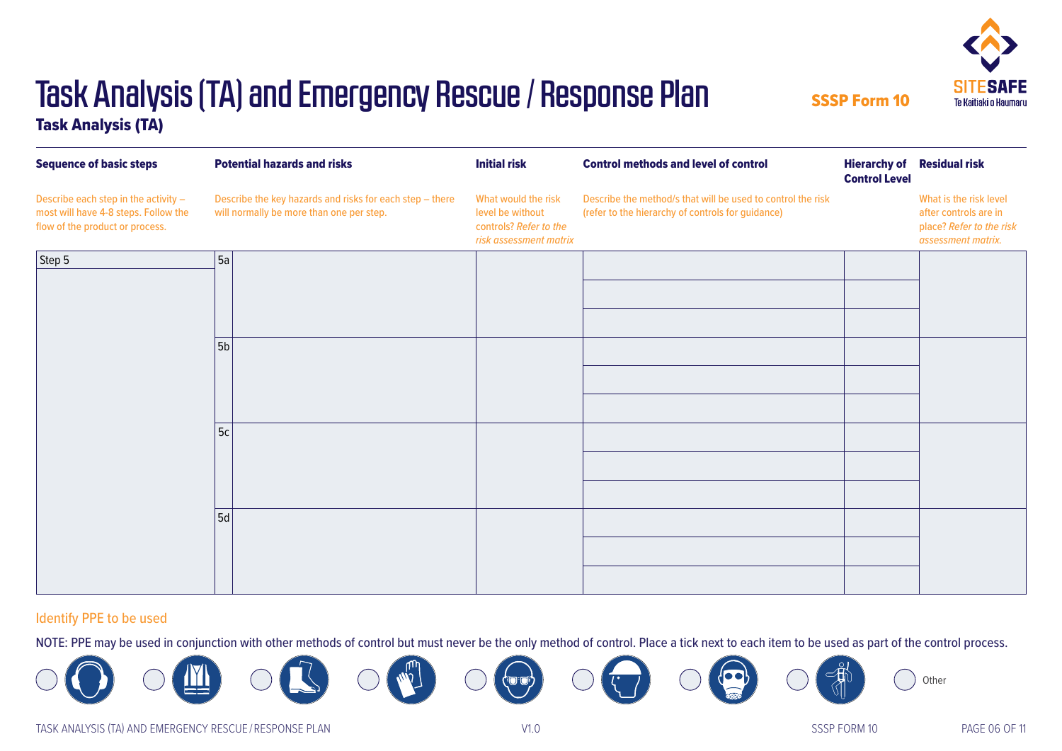# Task Analysis (TA) and Emergency Rescue / Response Plan

**SSSP Form 10**

SITESAFE
Te Kaitiaki o Haumaru

## Task Analysis (TA)

| Sequence of basic steps | Potential hazards and risks | | Initial risk | Control methods and level of control | Hierarchy of Control Level | Residual risk |
|---|---|---|---|---|---|---|
| Describe each step in the activity – most will have 4-8 steps. Follow the flow of the product or process. | Describe the key hazards and risks for each step – there will normally be more than one per step. | | What would the risk level be without controls? *Refer to the risk assessment matrix* | Describe the method/s that will be used to control the risk (refer to the hierarchy of controls for guidance) | | What is the risk level after controls are in place? *Refer to the risk assessment matrix.* |
| Step 5 | 5a | | | | | |
| | | | | | | |
| | | | | | | |
| | 5b | | | | | |
| | | | | | | |
| | | | | | | |
| | 5c | | | | | |
| | | | | | | |
| | | | | | | |
| | 5d | | | | | |
| | | | | | | |
| | | | | | | |

Identify PPE to be used

NOTE: PPE may be used in conjunction with other methods of control but must never be the only method of control. Place a tick next to each item to be used as part of the control process.

○ ○ ○ ○ ○ ○ ○ ○ ○ Other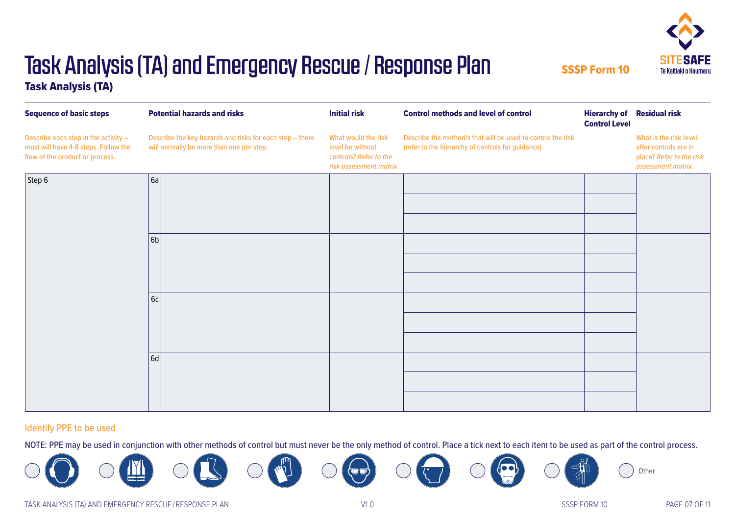# Task Analysis (TA) and Emergency Rescue / Response Plan

**SSSP Form 10**

## Task Analysis (TA)

| **Sequence of basic steps** | **Potential hazards and risks** | | **Initial risk** | **Control methods and level of control** | **Hierarchy of Control Level** | **Residual risk** |
|---|---|---|---|---|---|---|
| Describe each step in the activity – most will have 4-8 steps. Follow the flow of the product or process. | Describe the key hazards and risks for each step – there will normally be more than one per step. | | What would the risk level be without controls? *Refer to the risk assessment matrix* | Describe the method/s that will be used to control the risk (refer to the hierarchy of controls for guidance) | | What is the risk level after controls are in place? *Refer to the risk assessment matrix.* |
| Step 6 | 6a | | | | | |
| | | | | | | |
| | | | | | | |
| | 6b | | | | | |
| | | | | | | |
| | | | | | | |
| | 6c | | | | | |
| | | | | | | |
| | | | | | | |
| | 6d | | | | | |
| | | | | | | |
| | | | | | | |

### Identify PPE to be used

NOTE: PPE may be used in conjunction with other methods of control but must never be the only method of control. Place a tick next to each item to be used as part of the control process.

○ ○ ○ ○ ○ ○ ○ ○ ○ Other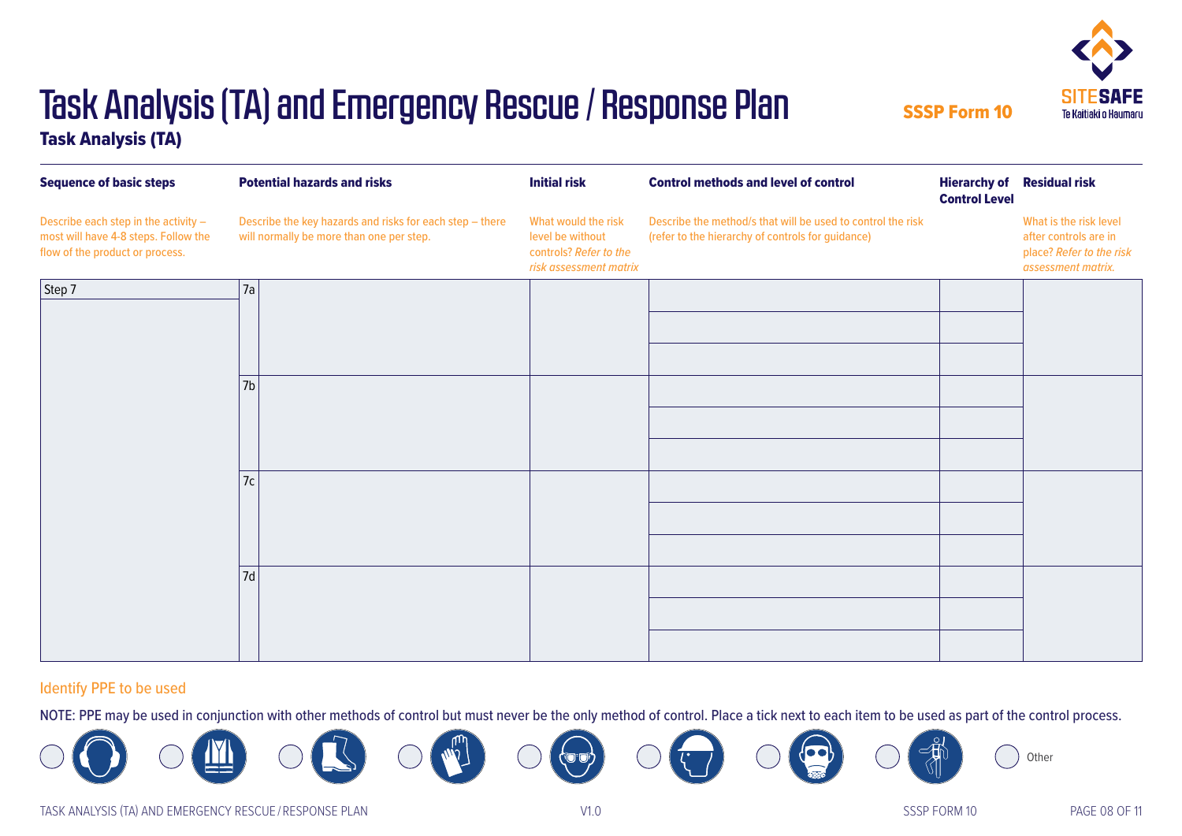# Task Analysis (TA) and Emergency Rescue / Response Plan

**SSSP Form 10**

SITESAFE
Te Kaitiaki o Haumaru

## Task Analysis (TA)

| Sequence of basic steps | Potential hazards and risks | | Initial risk | Control methods and level of control | Hierarchy of Control Level | Residual risk |
|---|---|---|---|---|---|---|
| Describe each step in the activity – most will have 4-8 steps. Follow the flow of the product or process. | Describe the key hazards and risks for each step – there will normally be more than one per step. | | What would the risk level be without controls? *Refer to the risk assessment matrix* | Describe the method/s that will be used to control the risk (refer to the hierarchy of controls for guidance) | | What is the risk level after controls are in place? *Refer to the risk assessment matrix.* |
| Step 7 | 7a | | | | | |
| | | | | | | |
| | | | | | | |
| | 7b | | | | | |
| | | | | | | |
| | | | | | | |
| | 7c | | | | | |
| | | | | | | |
| | | | | | | |
| | 7d | | | | | |
| | | | | | | |
| | | | | | | |

### Identify PPE to be used

NOTE: PPE may be used in conjunction with other methods of control but must never be the only method of control. Place a tick next to each item to be used as part of the control process.

○ ○ ○ ○ ○ ○ ○ ○ ○ Other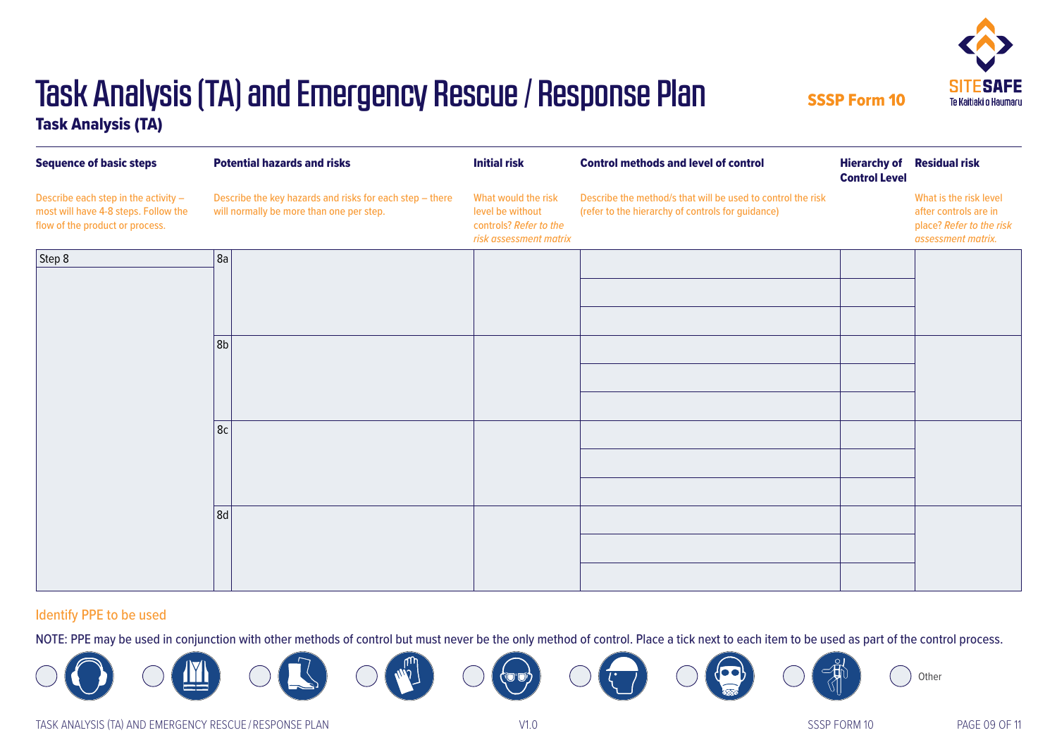# Task Analysis (TA) and Emergency Rescue / Response Plan

**SSSP Form 10**

SITESAFE
Te Kaitiaki o Haumaru

## Task Analysis (TA)

| **Sequence of basic steps** | **Potential hazards and risks** | | **Initial risk** | **Control methods and level of control** | **Hierarchy of Control Level** | **Residual risk** |
|---|---|---|---|---|---|---|
| Describe each step in the activity – most will have 4-8 steps. Follow the flow of the product or process. | Describe the key hazards and risks for each step – there will normally be more than one per step. | | What would the risk level be without controls? *Refer to the risk assessment matrix* | Describe the method/s that will be used to control the risk (refer to the hierarchy of controls for guidance) | | What is the risk level after controls are in place? *Refer to the risk assessment matrix.* |
| Step 8 | 8a | | | | | |
| | | | | | | |
| | | | | | | |
| | 8b | | | | | |
| | | | | | | |
| | | | | | | |
| | 8c | | | | | |
| | | | | | | |
| | | | | | | |
| | 8d | | | | | |
| | | | | | | |
| | | | | | | |

Identify PPE to be used

NOTE: PPE may be used in conjunction with other methods of control but must never be the only method of control. Place a tick next to each item to be used as part of the control process.

○ ○ ○ ○ ○ ○ ○ ○ ○ Other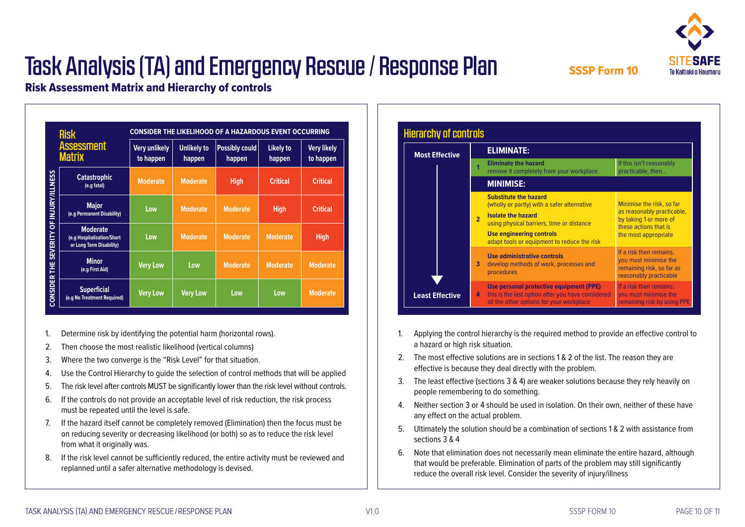# Task Analysis (TA) and Emergency Rescue / Response Plan

**SSSP Form 10**

SITESAFE
Te Kaitiaki o Haumaru

## Risk Assessment Matrix and Hierarchy of controls

### Risk Assessment Matrix

CONSIDER THE LIKELIHOOD OF A HAZARDOUS EVENT OCCURRING

CONSIDER THE SEVERITY OF INJURY/ILLNESS

| | Very unlikely to happen | Unlikely to happen | Possibly could happen | Likely to happen | Very likely to happen |
|---|---|---|---|---|---|
| **Catastrophic** (e.g fatal) | Moderate | Moderate | High | Critical | Critical |
| **Major** (e.g Permanent Disability) | Low | Moderate | Moderate | High | Critical |
| **Moderate** (e.g Hospitalisation/Short or Long Term Disability) | Low | Moderate | Moderate | Moderate | High |
| **Minor** (e.g First Aid) | Very Low | Low | Moderate | Moderate | Moderate |
| **Superficial** (e.g No Treatment Required) | Very Low | Very Low | Low | Low | Moderate |

1. Determine risk by identifying the potential harm (horizontal rows).
2. Then choose the most realistic likelihood (vertical columns)
3. Where the two converge is the "Risk Level" for that situation.
4. Use the Control Hierarchy to guide the selection of control methods that will be applied
5. The risk level after controls MUST be significantly lower than the risk level without controls.
6. If the controls do not provide an acceptable level of risk reduction, the risk process must be repeated until the level is safe.
7. If the hazard itself cannot be completely removed (Elimination) then the focus must be on reducing severity or decreasing likelihood (or both) so as to reduce the risk level from what it originally was.
8. If the risk level cannot be sufficiently reduced, the entire activity must be reviewed and replanned until a safer alternative methodology is devised.

### Hierarchy of controls

Most Effective → Least Effective

| | | | |
|---|---|---|---|
| | **ELIMINATE:** | | |
| 1 | **Eliminate the hazard** remove it completely from your workplace. | If this isn't reasonably practicable, then... |
| | **MINIMISE:** | | |
| 2 | **Substitute the hazard** (wholly or partly) with a safer alternative<br>**Isolate the hazard** using physical barriers, time or distance<br>**Use engineering controls** adapt tools or equipment to reduce the risk | Minimise the risk, so far as reasonably practicable, by taking 1 or more of these actions that is the most appropriate |
| 3 | **Use administrative controls** develop methods of work, processes and procedures | If a risk then remains, you must minimise the remaining risk, so far as reasonably practicable |
| 4 | **Use personal protective equipment (PPE)** this is the last option after you have considered all the other options for your workplace | If a risk then remains, you must minimise the remaining risk by using PPE |

1. Applying the control hierarchy is the required method to provide an effective control to a hazard or high risk situation.
2. The most effective solutions are in sections 1 & 2 of the list. The reason they are effective is because they deal directly with the problem.
3. The least effective (sections 3 & 4) are weaker solutions because they rely heavily on people remembering to do something.
4. Neither section 3 or 4 should be used in isolation. On their own, neither of these have any effect on the actual problem.
5. Ultimately the solution should be a combination of sections 1 & 2 with assistance from sections 3 & 4
6. Note that elimination does not necessarily mean eliminate the entire hazard, although that would be preferable. Elimination of parts of the problem may still significantly reduce the overall risk level. Consider the severity of injury/illness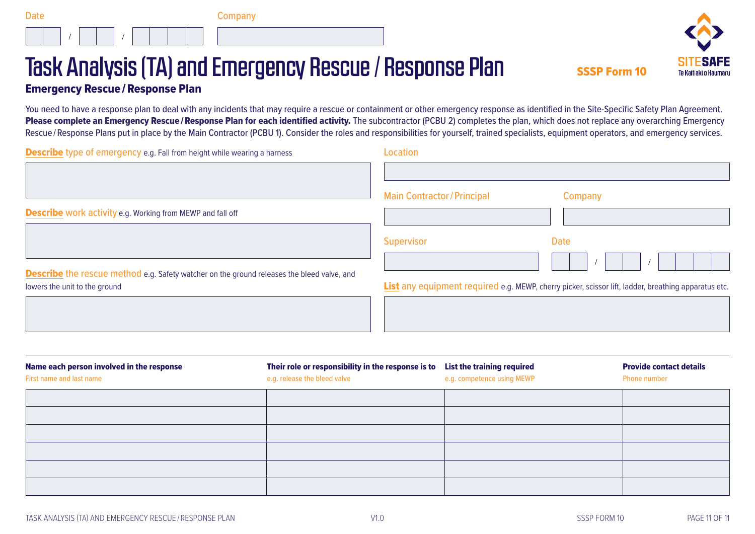Date

__ / __ / ____

Company

# Task Analysis (TA) and Emergency Rescue / Response Plan

**SSSP Form 10**

SITESAFE
Te Kaitiaki o Haumaru

## Emergency Rescue / Response Plan

You need to have a response plan to deal with any incidents that may require a rescue or containment or other emergency response as identified in the Site-Specific Safety Plan Agreement. **Please complete an Emergency Rescue / Response Plan for each identified activity.** The subcontractor (PCBU 2) completes the plan, which does not replace any overarching Emergency Rescue / Response Plans put in place by the Main Contractor (PCBU 1). Consider the roles and responsibilities for yourself, trained specialists, equipment operators, and emergency services.

**Describe** type of emergency e.g. Fall from height while wearing a harness

**Describe** work activity e.g. Working from MEWP and fall off

**Describe** the rescue method e.g. Safety watcher on the ground releases the bleed valve, and lowers the unit to the ground

Location

Main Contractor / Principal

Company

Supervisor

Date

__ / __ / ____

**List** any equipment required e.g. MEWP, cherry picker, scissor lift, ladder, breathing apparatus etc.

| **Name each person involved in the response**<br>First name and last name | **Their role or responsibility in the response is to**<br>e.g. release the bleed valve | **List the training required**<br>e.g. competence using MEWP | **Provide contact details**<br>Phone number |
|---|---|---|---|
| | | | |
| | | | |
| | | | |
| | | | |
| | | | |
| | | | |